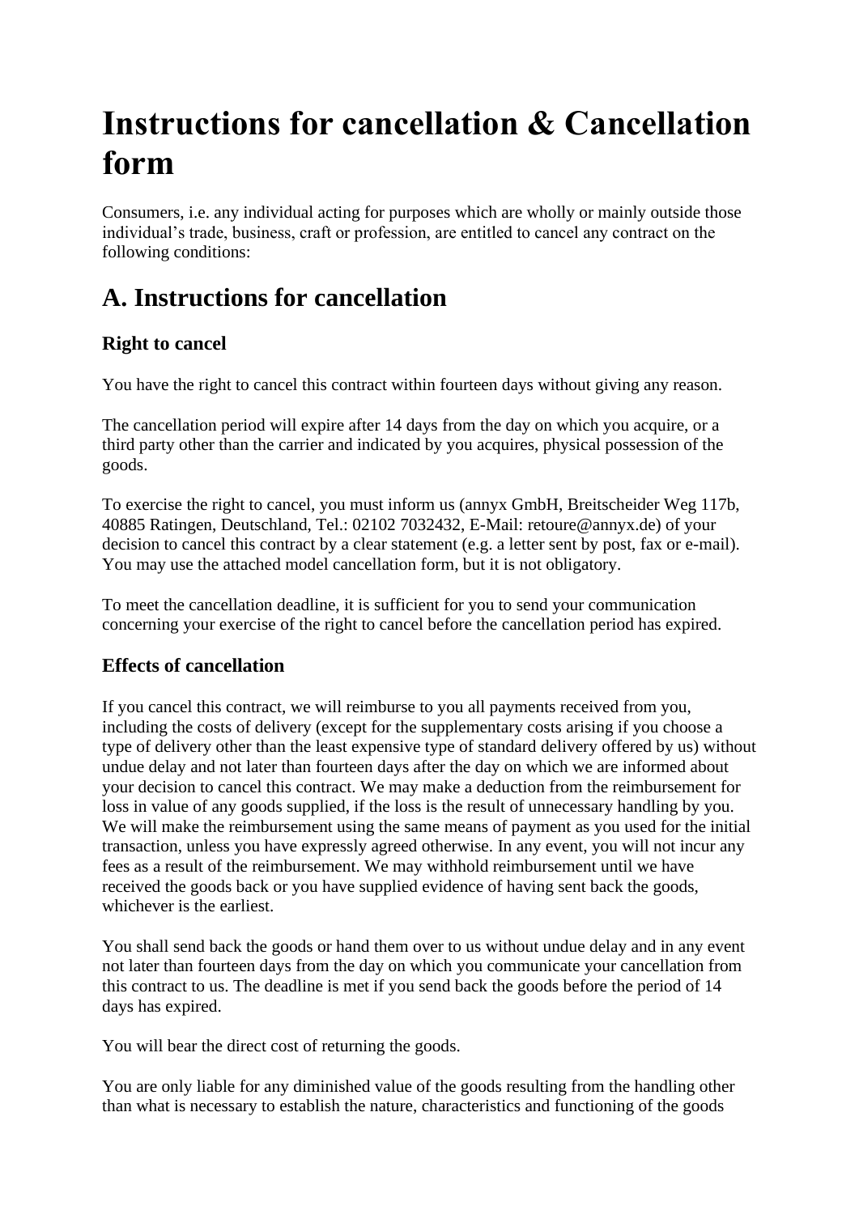# Instructions for cancellation & Cancellation form

Consumers, i.e. any individual acting for purposes which are wholly or mainly outside those individual's trade, business, craft or profession, are entitled to cancel any contract on the following conditions:

## A. Instructions for cancellation

### Right to cancel

You have the right to cancel this contract within fourteen days without giving any reason.

The cancellation period will expire after 14 days from the day on which you acquire, or a third party other than the carrier and indicated by you acquires, physical possession of the goods.

To exercise the right to cancel, you must inform us (annyx GmbH, Breitscheider Weg 117b, 40885 Ratingen, Deutschland, Tel.: 02102 7032432, E-Mail: retoure@annyx.de) of your decision to cancel this contract by a clear statement (e.g. a letter sent by post, fax or e-mail). You may use the attached model cancellation form, but it is not obligatory.

To meet the cancellation deadline, it is sufficient for you to send your communication concerning your exercise of the right to cancel before the cancellation period has expired.

### Effects of cancellation

If you cancel this contract, we will reimburse to you all payments received from you, including the costs of delivery (except for the supplementary costs arising if you choose a type of delivery other than the least expensive type of standard delivery offered by us) without undue delay and not later than fourteen days after the day on which we are informed about your decision to cancel this contract. We may make a deduction from the reimbursement for loss in value of any goods supplied, if the loss is the result of unnecessary handling by you. We will make the reimbursement using the same means of payment as you used for the initial transaction, unless you have expressly agreed otherwise. In any event, you will not incur any fees as a result of the reimbursement. We may withhold reimbursement until we have received the goods back or you have supplied evidence of having sent back the goods, whichever is the earliest.

You shall send back the goods or hand them over to us without undue delay and in any event not later than fourteen days from the day on which you communicate your cancellation from this contract to us. The deadline is met if you send back the goods before the period of 14 days has expired.

You will bear the direct cost of returning the goods.

You are only liable for any diminished value of the goods resulting from the handling other than what is necessary to establish the nature, characteristics and functioning of the goods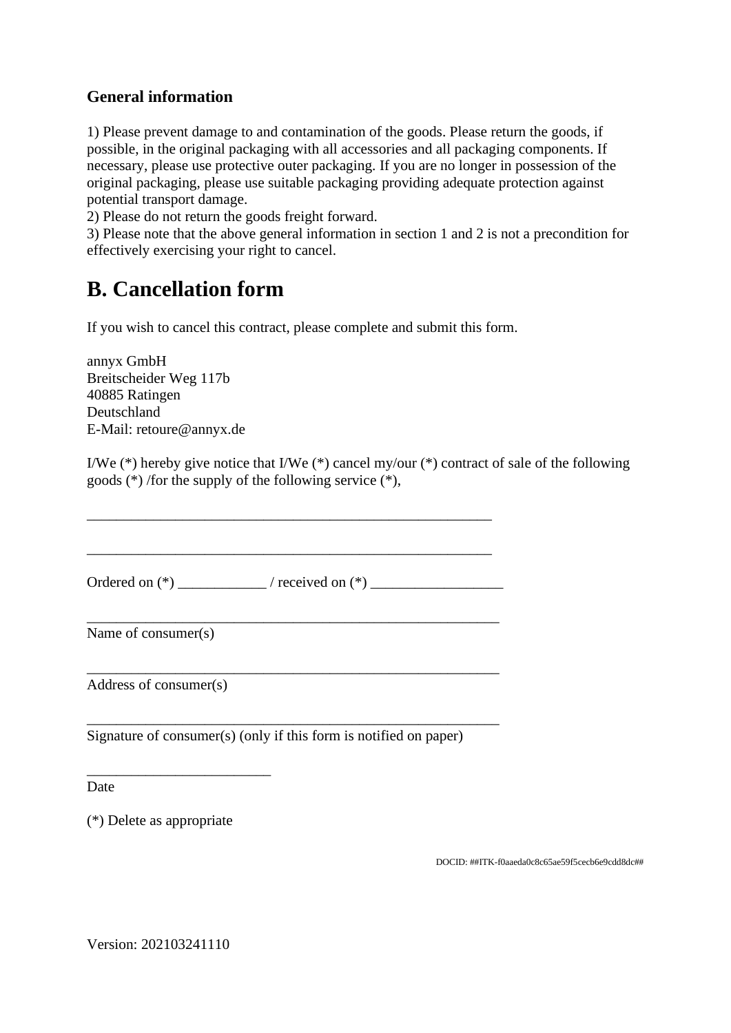### General information

1) Please prevent damage to and contamination of the goods. Please return the goods, if possible, in the original packaging with all accessories and all packaging components. If necessary, please use protective outer packaging. If you are no longer in possession of the original packaging, please use suitable packaging providing adequate protection against potential transport damage.
2) Please do not return the goods freight forward.
3) Please note that the above general information in section 1 and 2 is not a precondition for effectively exercising your right to cancel.

## B. Cancellation form

If you wish to cancel this contract, please complete and submit this form.

annyx GmbH
Breitscheider Weg 117b
40885 Ratingen
Deutschland
E-Mail: retoure@annyx.de

I/We (*) hereby give notice that I/We (*) cancel my/our (*) contract of sale of the following goods (*) /for the supply of the following service (*),

_______________________________________________________

_______________________________________________________

Ordered on (*) ____________ / received on (*) _________________

________________________________________________________
Name of consumer(s)

________________________________________________________
Address of consumer(s)

________________________________________________________
Signature of consumer(s) (only if this form is notified on paper)

_________________________
Date

(*) Delete as appropriate

DOCID: ##ITK-f0aaeda0c8c65ae59f5cecb6e9cdd8dc##

Version: 202103241110